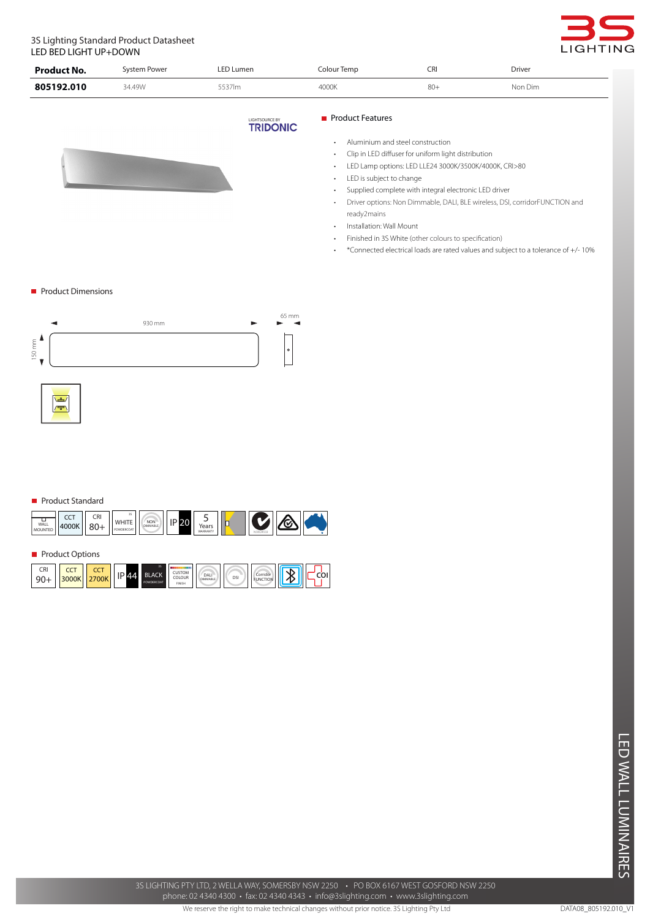3S Lighting Standard Product Datasheet
LED BED LIGHT UP+DOWN

| Product No. | System Power | LED Lumen | Colour Temp | CRI | Driver |
|---|---|---|---|---|---|
| 805192.010 | 34.49W | 5537lm | 4000K | 80+ | Non Dim |

LIGHTSOURCE BY TRIDONIC

## Product Features

- Aluminium and steel construction
- Clip in LED diffuser for uniform light distribution
- LED Lamp options: LED LLE24 3000K/3500K/4000K, CRI>80
- LED is subject to change
- Supplied complete with integral electronic LED driver
- Driver options: Non Dimmable, DALI, BLE wireless, DSI, corridorFUNCTION and ready2mains
- Installation: Wall Mount
- Finished in 3S White (other colours to specification)
- *Connected electrical loads are rated values and subject to a tolerance of +/- 10%

## Product Dimensions

930 mm
150 mm
65 mm

## Product Standard

WALL MOUNTED
CCT 4000K
CRI 80+
3S WHITE POWDERCOAT
NON DIMMABLE
IP 20
5 Years WARRANTY

## Product Options

CRI 90+
CCT 3000K
CCT 2700K
IP 44
3S BLACK POWDERCOAT
CUSTOM COLOUR FINISH
DALI DIMMABLE
DSI
Corridor FUNCTION
COI

LED WALL LUMINAIRES

3S LIGHTING PTY LTD, 2 WELLA WAY, SOMERSBY NSW 2250 • PO BOX 6167 WEST GOSFORD NSW 2250
phone: 02 4340 4300 • fax: 02 4340 4343 • info@3slighting.com • www.3slighting.com
We reserve the right to make technical changes without prior notice. 3S Lighting Pty Ltd
DATA08_805192.010_V1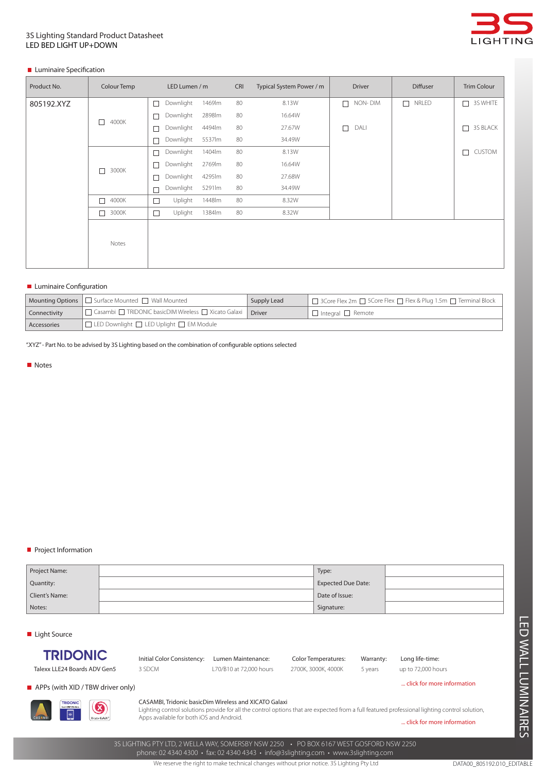3S Lighting Standard Product Datasheet
LED BED LIGHT UP+DOWN

## Luminaire Specification

| Product No. | Colour Temp | LED Lumen / m | | CRI | Typical System Power / m | Driver | Diffuser | Trim Colour |
|---|---|---|---|---|---|---|---|---|
| 805192.XYZ | ☐ 4000K | ☐ Downlight | 1469lm | 80 | 8.13W | ☐ NON- DIM | ☐ NRLED | ☐ 3S WHITE |
| | | ☐ Downlight | 2898lm | 80 | 16.64W | | | |
| | | ☐ Downlight | 4494lm | 80 | 27.67W | ☐ DALI | | ☐ 3S BLACK |
| | | ☐ Downlight | 5537lm | 80 | 34.49W | | | |
| | ☐ 3000K | ☐ Downlight | 1404lm | 80 | 8.13W | | | ☐ CUSTOM |
| | | ☐ Downlight | 2769lm | 80 | 16.64W | | | |
| | | ☐ Downlight | 4295lm | 80 | 27.68W | | | |
| | | ☐ Downlight | 5291lm | 80 | 34.49W | | | |
| | ☐ 4000K | ☐ Uplight | 1448lm | 80 | 8.32W | | | |
| | ☐ 3000K | ☐ Uplight | 1384lm | 80 | 8.32W | | | |
| | Notes | | | | | | | |

## Luminaire Configuration

| | | | |
|---|---|---|---|
| Mounting Options | ☐ Surface Mounted ☐ Wall Mounted | Supply Lead | ☐ 3Core Flex 2m ☐ 5Core Flex ☐ Flex & Plug 1.5m ☐ Terminal Block |
| Connectivity | ☐ Casambi ☐ TRIDONIC basicDIM Wireless ☐ Xicato Galaxi | Driver | ☐ Integral ☐ Remote |
| Accessories | ☐ LED Downlight ☐ LED Uplight ☐ EM Module | | |

"XYZ" - Part No. to be advised by 3S Lighting based on the combination of configurable options selected

## Notes

## Project Information

| | | | |
|---|---|---|---|
| Project Name: | | Type: | |
| Quantity: | | Expected Due Date: | |
| Client's Name: | | Date of Issue: | |
| Notes: | | Signature: | |

## Light Source

TRIDONIC

Talexx LLE24 Boards ADV Gen5

| Initial Color Consistency: | Lumen Maintenance: | Color Temperatures: | Warranty: | Long life-time: |
|---|---|---|---|---|
| 3 SDCM | L70/B10 at 72,000 hours | 2700K, 3000K, 4000K | 5 years | up to 72,000 hours |

... click for more information

## APPs (with XID / TBW driver only)

CASAMBI, Tridonic basicDim Wireless and XICATO Galaxi

Lighting control solutions provide for all the control options that are expected from a full featured professional lighting control solution, Apps available for both iOS and Android.

... click for more information

LED WALL LUMINAIRES

3S LIGHTING PTY LTD, 2 WELLA WAY, SOMERSBY NSW 2250 • PO BOX 6167 WEST GOSFORD NSW 2250
phone: 02 4340 4300 • fax: 02 4340 4343 • info@3slighting.com • www.3slighting.com

We reserve the right to make technical changes without prior notice. 3S Lighting Pty Ltd

DATA00_805192.010_EDITABLE